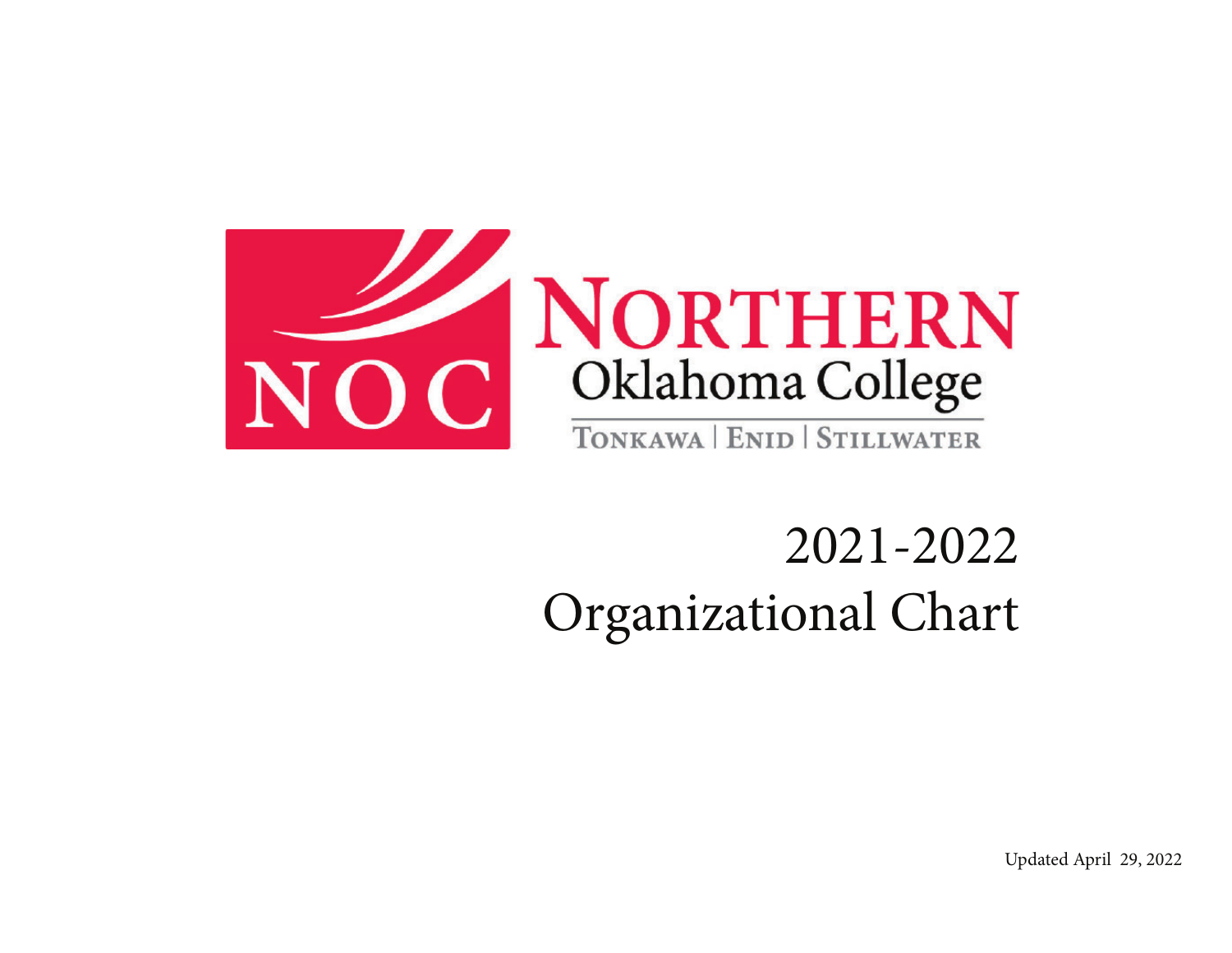NOC

# NORTHERN Oklahoma College

TONKAWA | ENID | STILLWATER

# 2021-2022 Organizational Chart

Updated April 29, 2022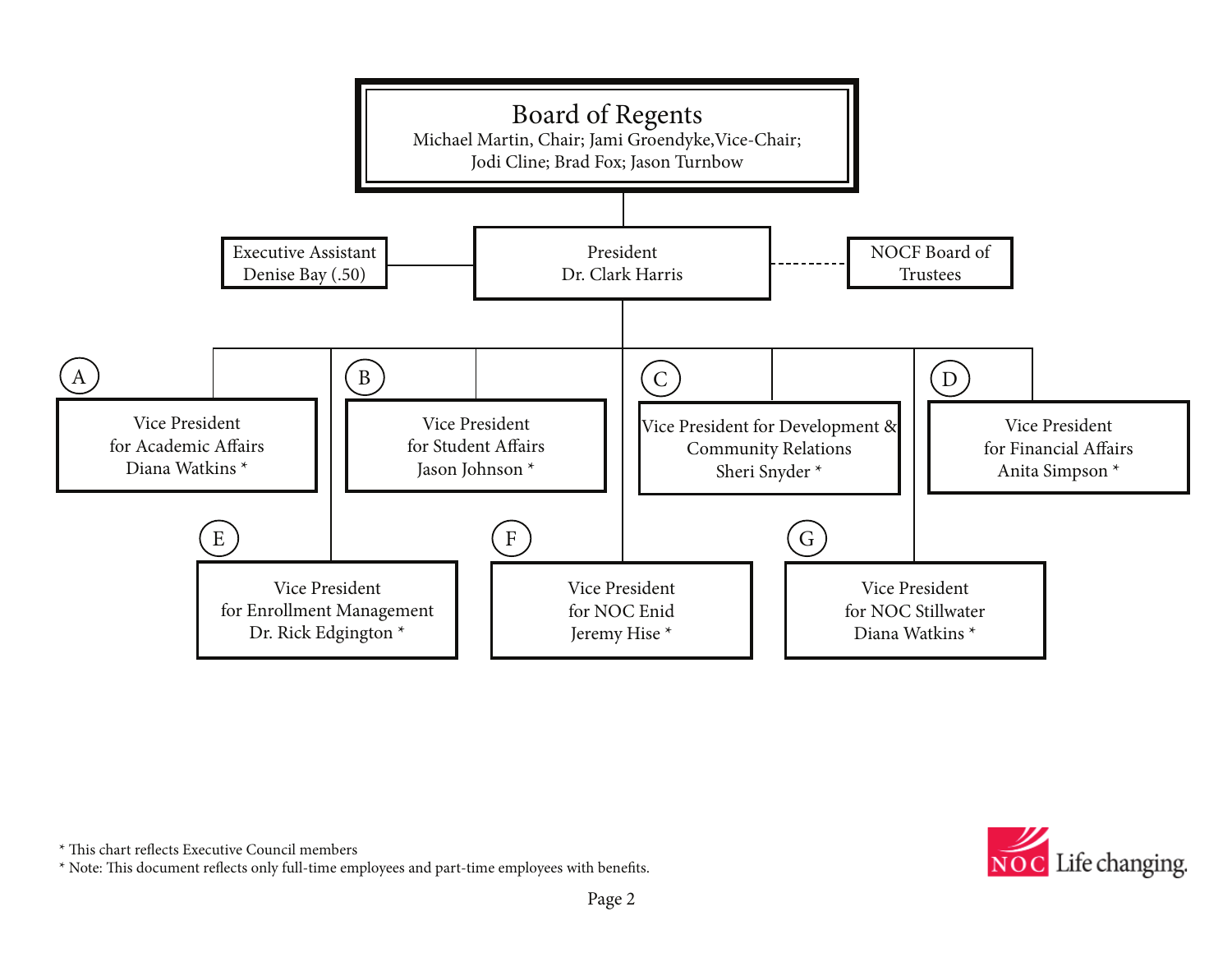## Board of Regents

Michael Martin, Chair; Jami Groendyke, Vice-Chair; Jodi Cline; Brad Fox; Jason Turnbow

**President**
Dr. Clark Harris

- Executive Assistant — Denise Bay (.50)
- NOCF Board of Trustees

**A** — Vice President for Academic Affairs — Diana Watkins *

**B** — Vice President for Student Affairs — Jason Johnson *

**C** — Vice President for Development & Community Relations — Sheri Snyder *

**D** — Vice President for Financial Affairs — Anita Simpson *

**E** — Vice President for Enrollment Management — Dr. Rick Edgington *

**F** — Vice President for NOC Enid — Jeremy Hise *

**G** — Vice President for NOC Stillwater — Diana Watkins *

\* This chart reflects Executive Council members

\* Note: This document reflects only full-time employees and part-time employees with benefits.

NOC Life changing.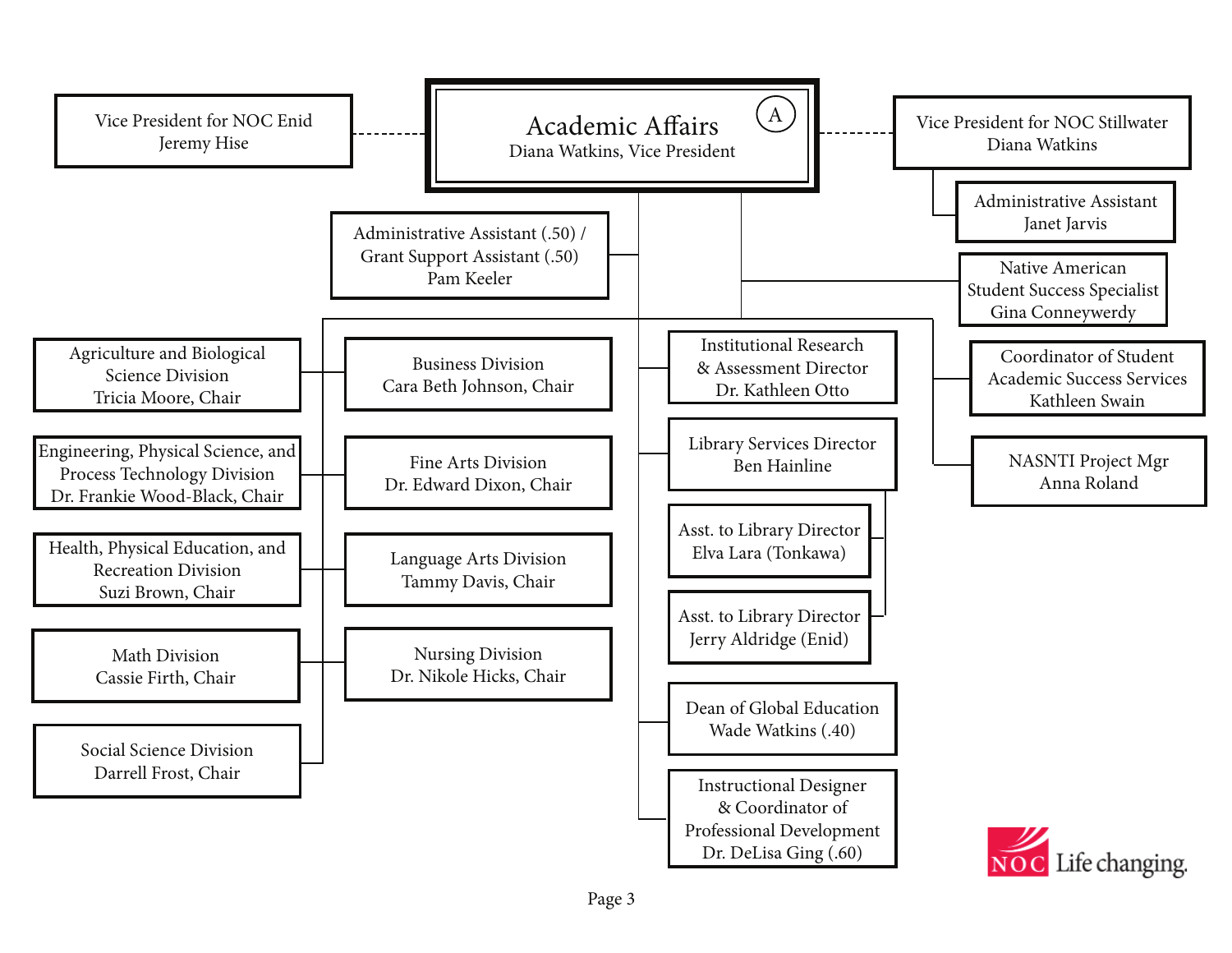# Academic Affairs

Diana Watkins, Vice President

(A)

- Vice President for NOC Enid — Jeremy Hise
- Vice President for NOC Stillwater — Diana Watkins
  - Administrative Assistant — Janet Jarvis
- Administrative Assistant (.50) / Grant Support Assistant (.50) — Pam Keeler
- Native American Student Success Specialist — Gina Conneywerdy
- Coordinator of Student Academic Success Services — Kathleen Swain
- NASNTI Project Mgr — Anna Roland
- Agriculture and Biological Science Division — Tricia Moore, Chair
- Engineering, Physical Science, and Process Technology Division — Dr. Frankie Wood-Black, Chair
- Health, Physical Education, and Recreation Division — Suzi Brown, Chair
- Math Division — Cassie Firth, Chair
- Social Science Division — Darrell Frost, Chair
- Business Division — Cara Beth Johnson, Chair
- Fine Arts Division — Dr. Edward Dixon, Chair
- Language Arts Division — Tammy Davis, Chair
- Nursing Division — Dr. Nikole Hicks, Chair
- Institutional Research & Assessment Director — Dr. Kathleen Otto
- Library Services Director — Ben Hainline
  - Asst. to Library Director — Elva Lara (Tonkawa)
  - Asst. to Library Director — Jerry Aldridge (Enid)
- Dean of Global Education — Wade Watkins (.40)
- Instructional Designer & Coordinator of Professional Development — Dr. DeLisa Ging (.60)

NOC Life changing.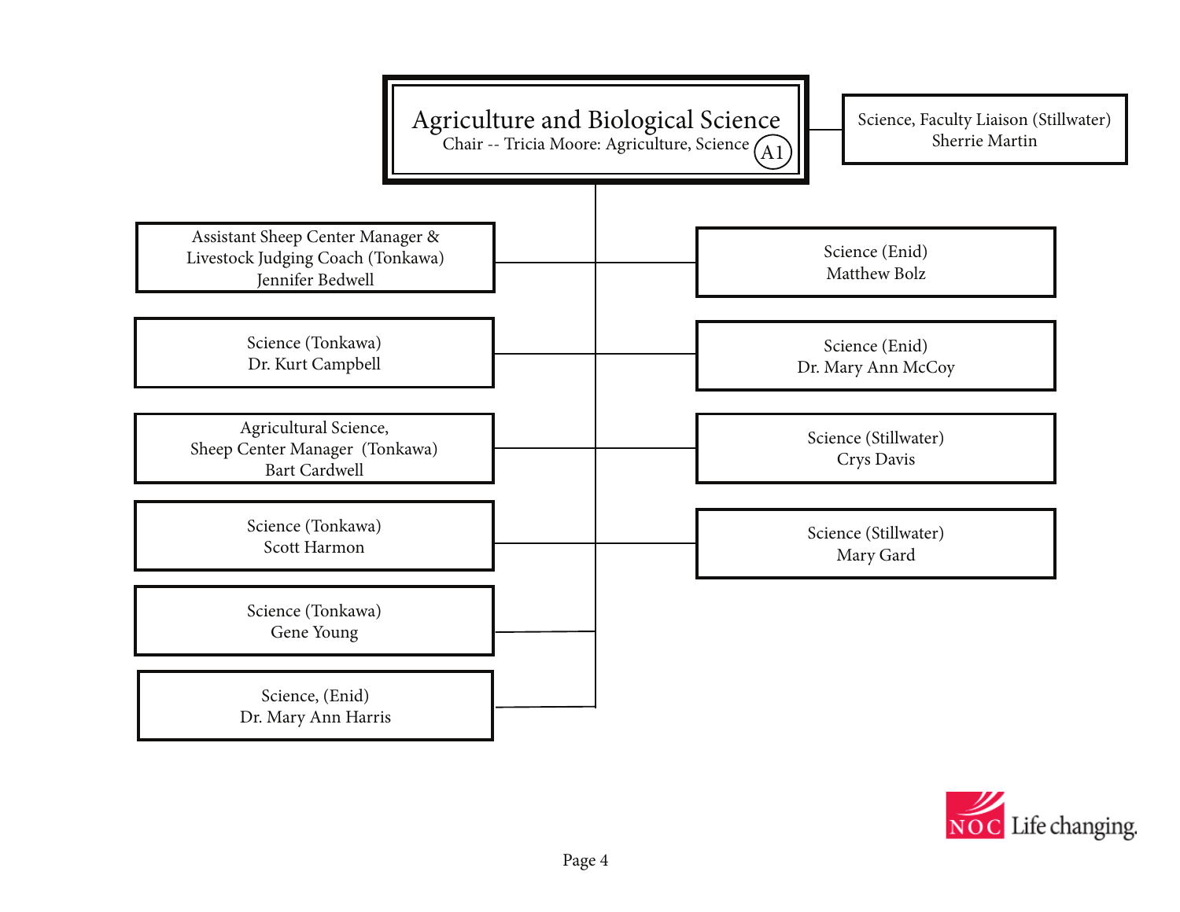# Agriculture and Biological Science

Chair -- Tricia Moore: Agriculture, Science (A1)

- Science, Faculty Liaison (Stillwater) — Sherrie Martin

- Assistant Sheep Center Manager & Livestock Judging Coach (Tonkawa) — Jennifer Bedwell
- Science (Tonkawa) — Dr. Kurt Campbell
- Agricultural Science, Sheep Center Manager (Tonkawa) — Bart Cardwell
- Science (Tonkawa) — Scott Harmon
- Science (Tonkawa) — Gene Young
- Science, (Enid) — Dr. Mary Ann Harris
- Science (Enid) — Matthew Bolz
- Science (Enid) — Dr. Mary Ann McCoy
- Science (Stillwater) — Crys Davis
- Science (Stillwater) — Mary Gard

NOC Life changing.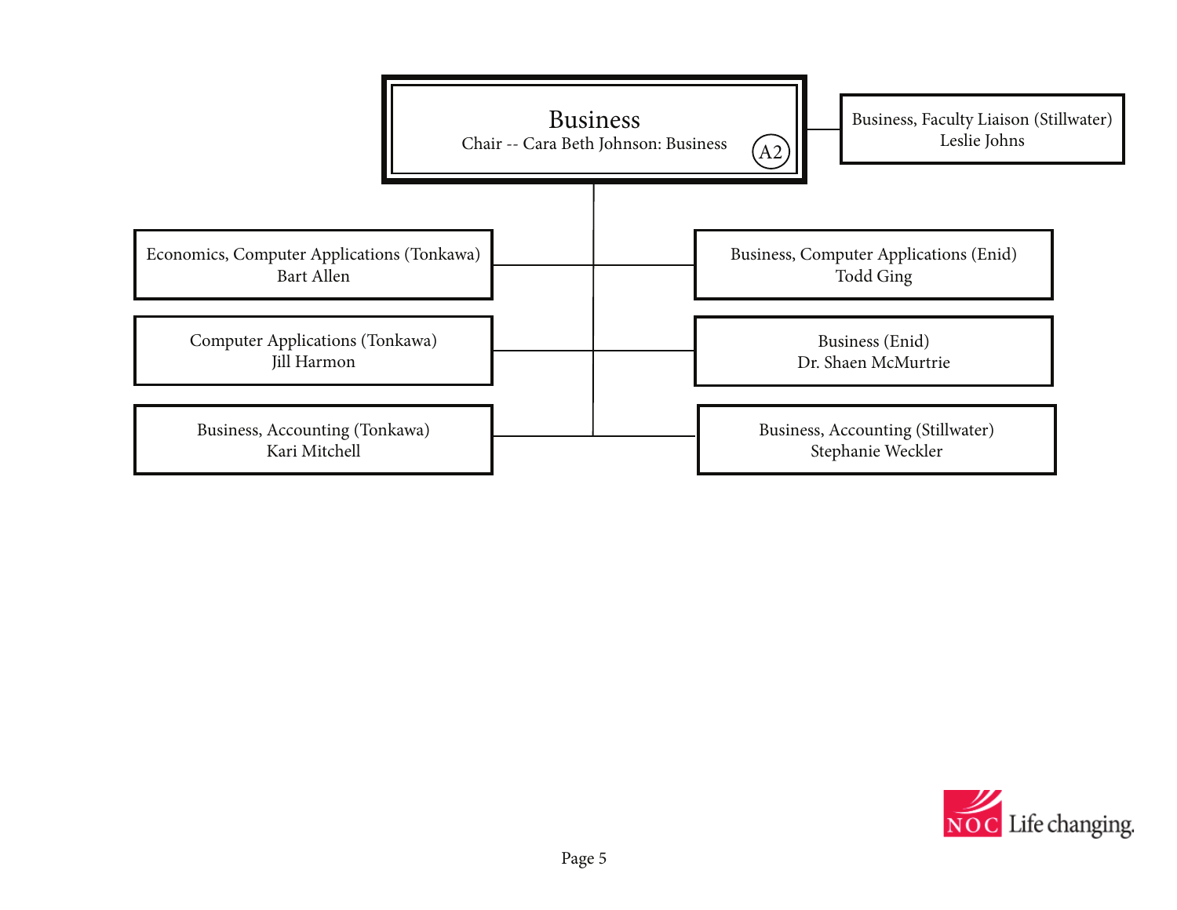# Business

Chair -- Cara Beth Johnson: Business (A2)

Business, Faculty Liaison (Stillwater)
Leslie Johns

- Economics, Computer Applications (Tonkawa)
  Bart Allen
- Computer Applications (Tonkawa)
  Jill Harmon
- Business, Accounting (Tonkawa)
  Kari Mitchell
- Business, Computer Applications (Enid)
  Todd Ging
- Business (Enid)
  Dr. Shaen McMurtrie
- Business, Accounting (Stillwater)
  Stephanie Weckler

NOC Life changing.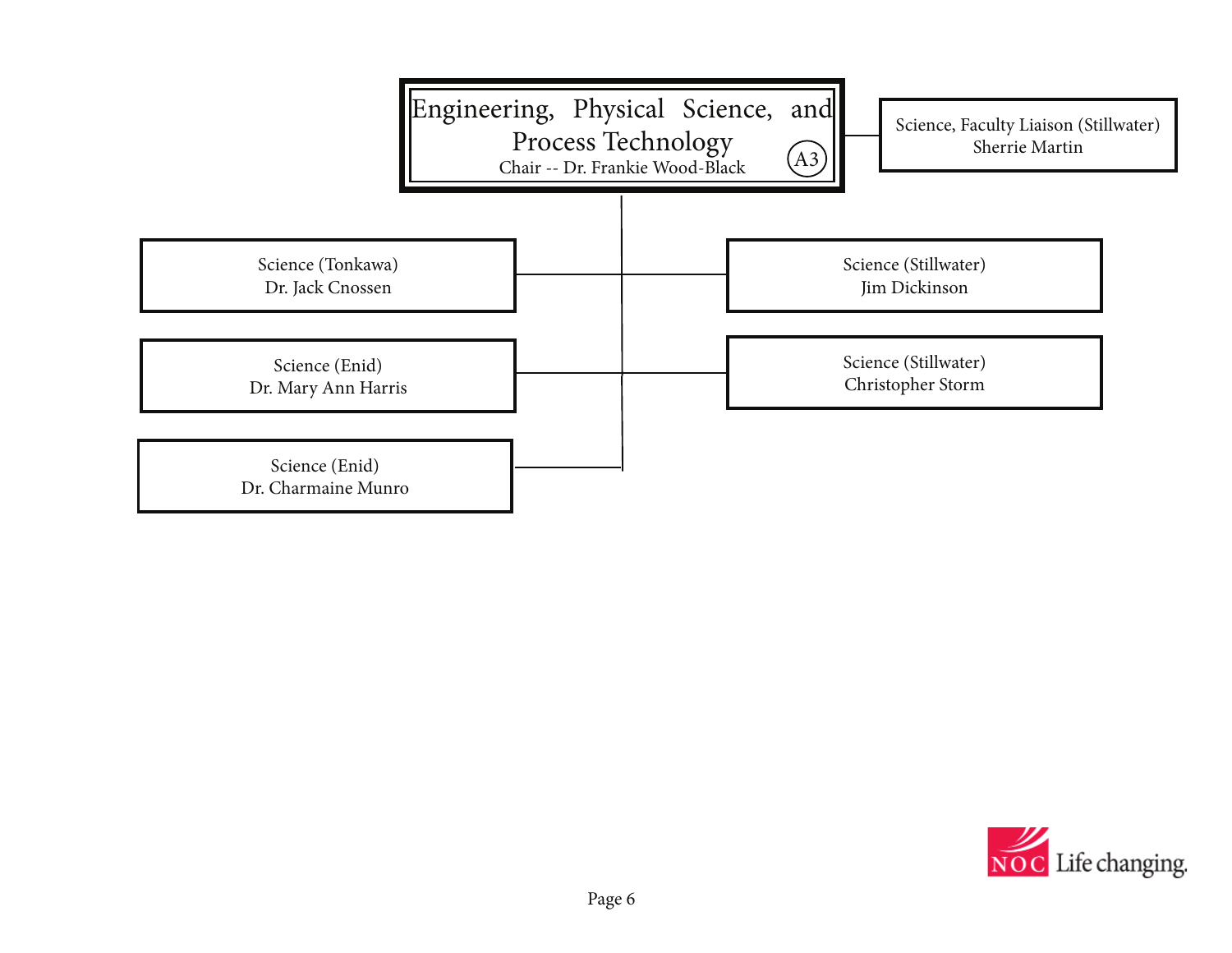# Engineering, Physical Science, and Process Technology

Chair -- Dr. Frankie Wood-Black (A3)

Science, Faculty Liaison (Stillwater)
Sherrie Martin

Science (Tonkawa)
Dr. Jack Cnossen

Science (Stillwater)
Jim Dickinson

Science (Enid)
Dr. Mary Ann Harris

Science (Stillwater)
Christopher Storm

Science (Enid)
Dr. Charmaine Munro

NOC Life changing.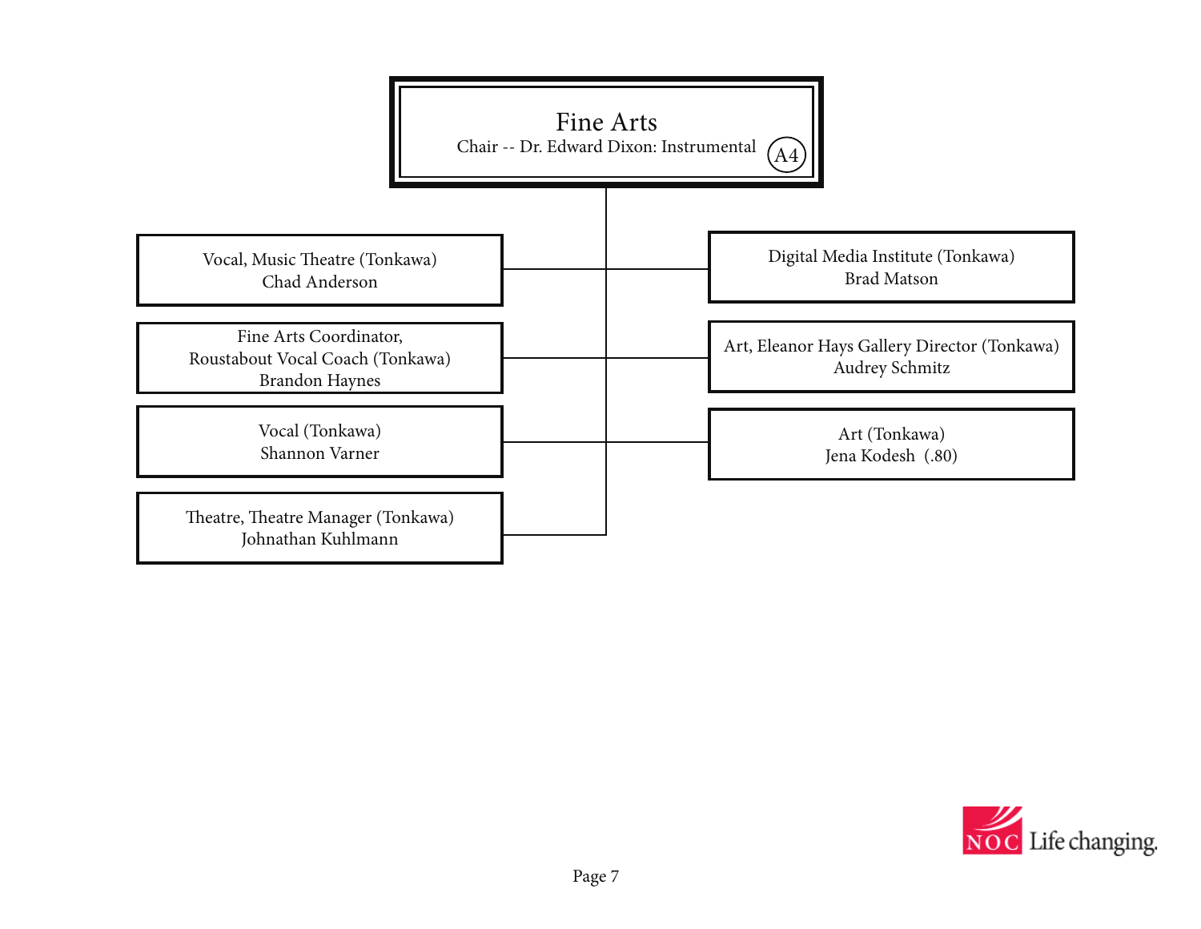# Fine Arts

Chair -- Dr. Edward Dixon: Instrumental (A4)

- Vocal, Music Theatre (Tonkawa)
  Chad Anderson
- Fine Arts Coordinator,
  Roustabout Vocal Coach (Tonkawa)
  Brandon Haynes
- Vocal (Tonkawa)
  Shannon Varner
- Theatre, Theatre Manager (Tonkawa)
  Johnathan Kuhlmann
- Digital Media Institute (Tonkawa)
  Brad Matson
- Art, Eleanor Hays Gallery Director (Tonkawa)
  Audrey Schmitz
- Art (Tonkawa)
  Jena Kodesh (.80)

NOC Life changing.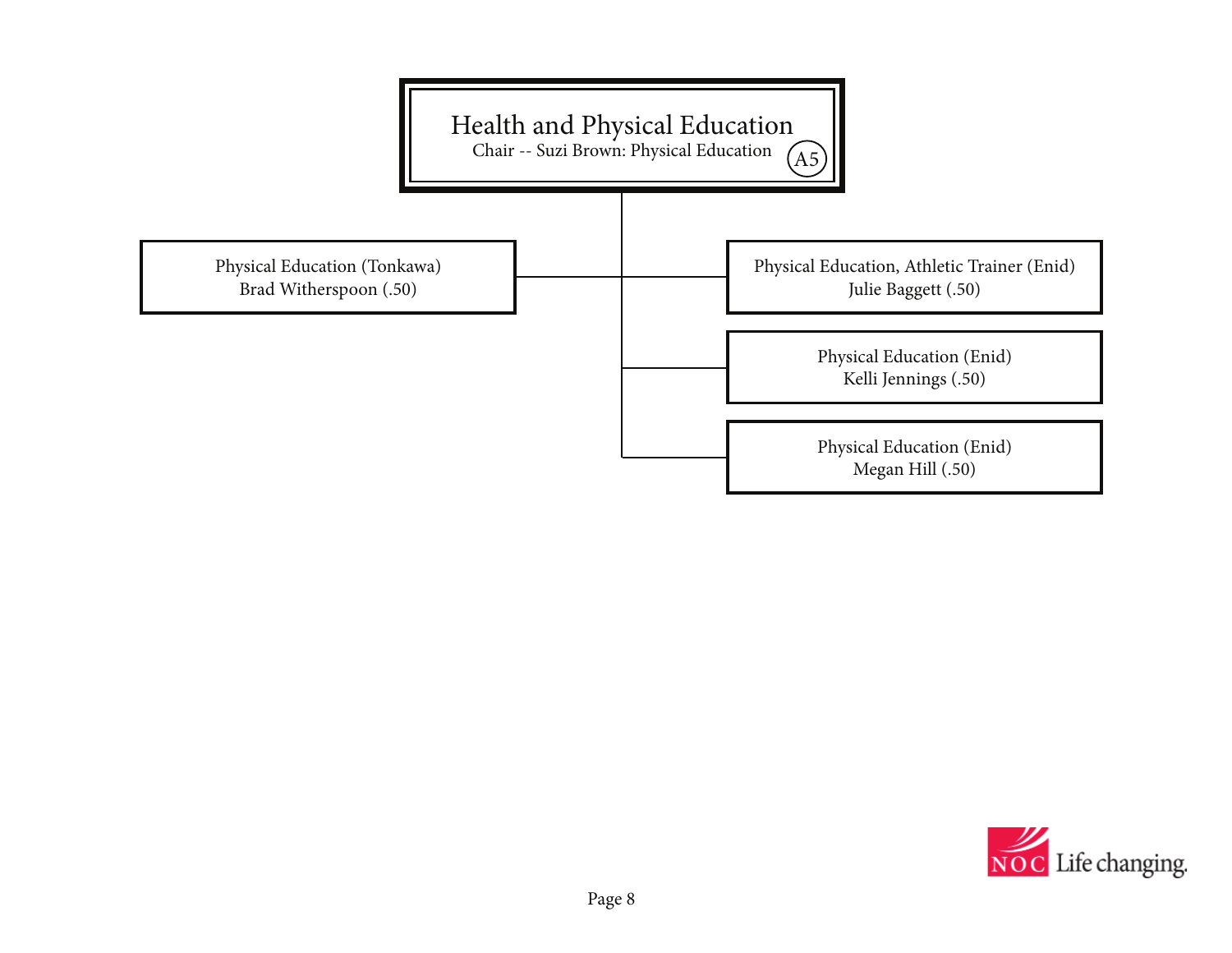# Health and Physical Education

Chair -- Suzi Brown: Physical Education (A5)

- Physical Education (Tonkawa)
  Brad Witherspoon (.50)
- Physical Education, Athletic Trainer (Enid)
  Julie Baggett (.50)
- Physical Education (Enid)
  Kelli Jennings (.50)
- Physical Education (Enid)
  Megan Hill (.50)

NOC Life changing.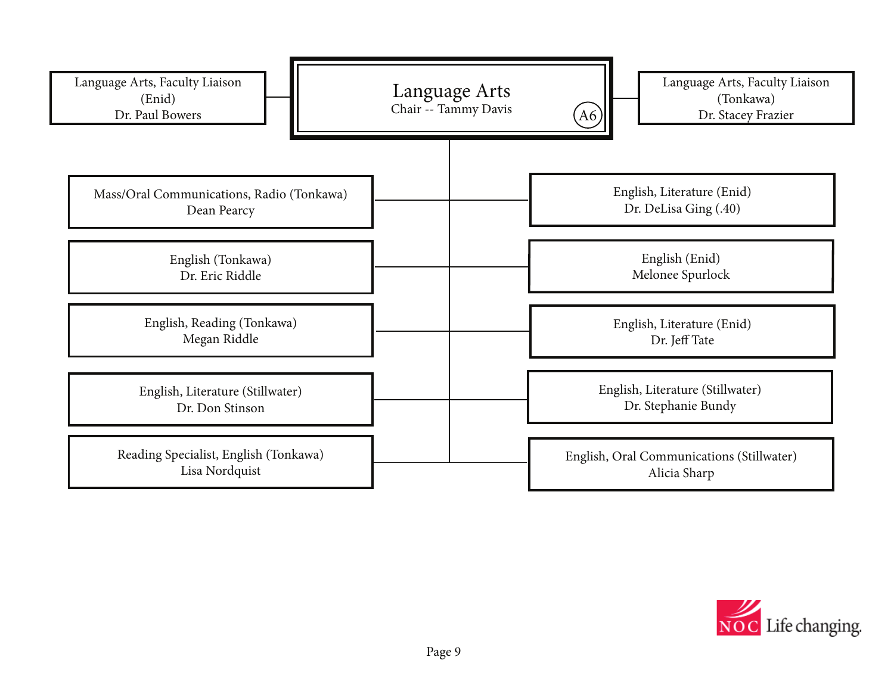# Language Arts

Chair -- Tammy Davis

A6

- Language Arts, Faculty Liaison (Enid) — Dr. Paul Bowers
- Language Arts, Faculty Liaison (Tonkawa) — Dr. Stacey Frazier

- Mass/Oral Communications, Radio (Tonkawa) — Dean Pearcy
- English (Tonkawa) — Dr. Eric Riddle
- English, Reading (Tonkawa) — Megan Riddle
- English, Literature (Stillwater) — Dr. Don Stinson
- Reading Specialist, English (Tonkawa) — Lisa Nordquist
- English, Literature (Enid) — Dr. DeLisa Ging (.40)
- English (Enid) — Melonee Spurlock
- English, Literature (Enid) — Dr. Jeff Tate
- English, Literature (Stillwater) — Dr. Stephanie Bundy
- English, Oral Communications (Stillwater) — Alicia Sharp

NOC Life changing.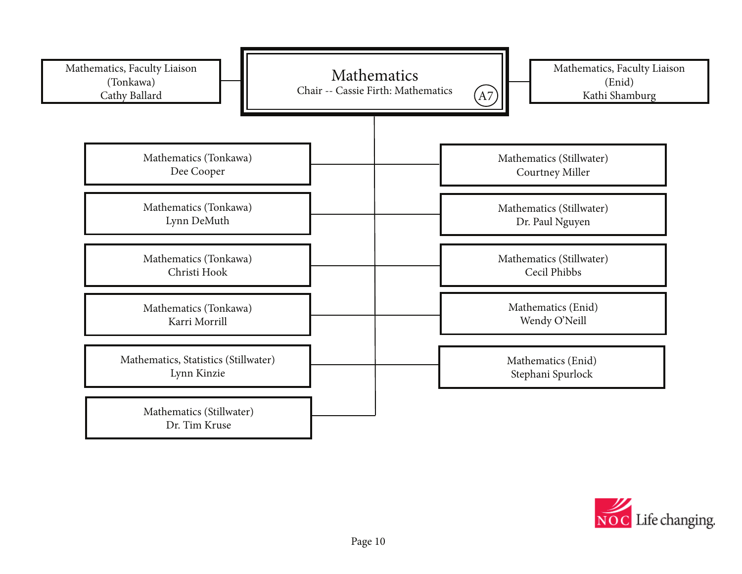# Mathematics

Chair -- Cassie Firth: Mathematics

A7

**Mathematics, Faculty Liaison (Tonkawa)**
Cathy Ballard

**Mathematics, Faculty Liaison (Enid)**
Kathi Shamburg

- Mathematics (Tonkawa) — Dee Cooper
- Mathematics (Stillwater) — Courtney Miller
- Mathematics (Tonkawa) — Lynn DeMuth
- Mathematics (Stillwater) — Dr. Paul Nguyen
- Mathematics (Tonkawa) — Christi Hook
- Mathematics (Stillwater) — Cecil Phibbs
- Mathematics (Tonkawa) — Karri Morrill
- Mathematics (Enid) — Wendy O'Neill
- Mathematics, Statistics (Stillwater) — Lynn Kinzie
- Mathematics (Enid) — Stephani Spurlock
- Mathematics (Stillwater) — Dr. Tim Kruse

NOC Life changing.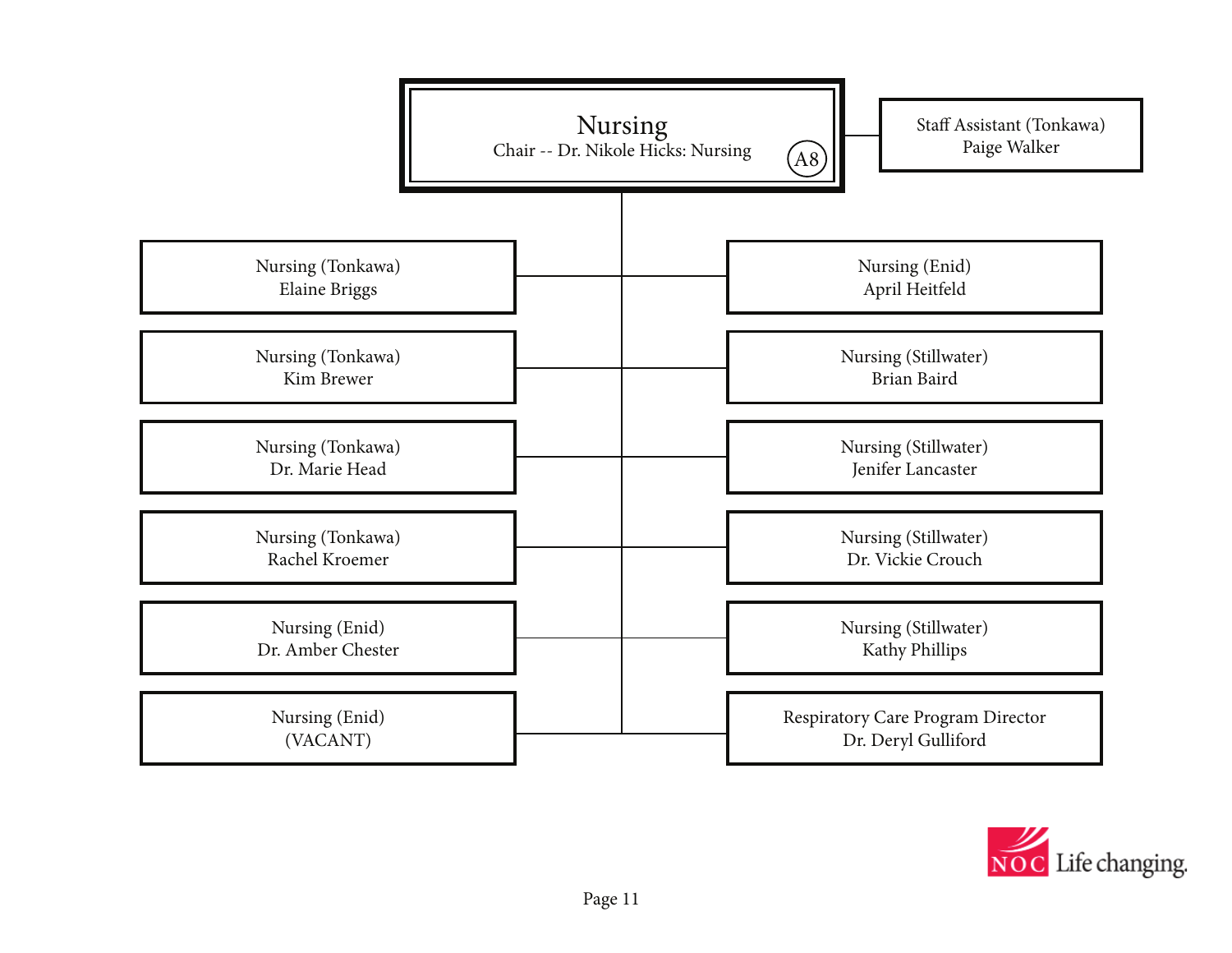# Nursing

Chair -- Dr. Nikole Hicks: Nursing (A8)

Staff Assistant (Tonkawa)
Paige Walker

- Nursing (Tonkawa)
  Elaine Briggs
- Nursing (Tonkawa)
  Kim Brewer
- Nursing (Tonkawa)
  Dr. Marie Head
- Nursing (Tonkawa)
  Rachel Kroemer
- Nursing (Enid)
  Dr. Amber Chester
- Nursing (Enid)
  (VACANT)
- Nursing (Enid)
  April Heitfeld
- Nursing (Stillwater)
  Brian Baird
- Nursing (Stillwater)
  Jenifer Lancaster
- Nursing (Stillwater)
  Dr. Vickie Crouch
- Nursing (Stillwater)
  Kathy Phillips
- Respiratory Care Program Director
  Dr. Deryl Gulliford

NOC Life changing.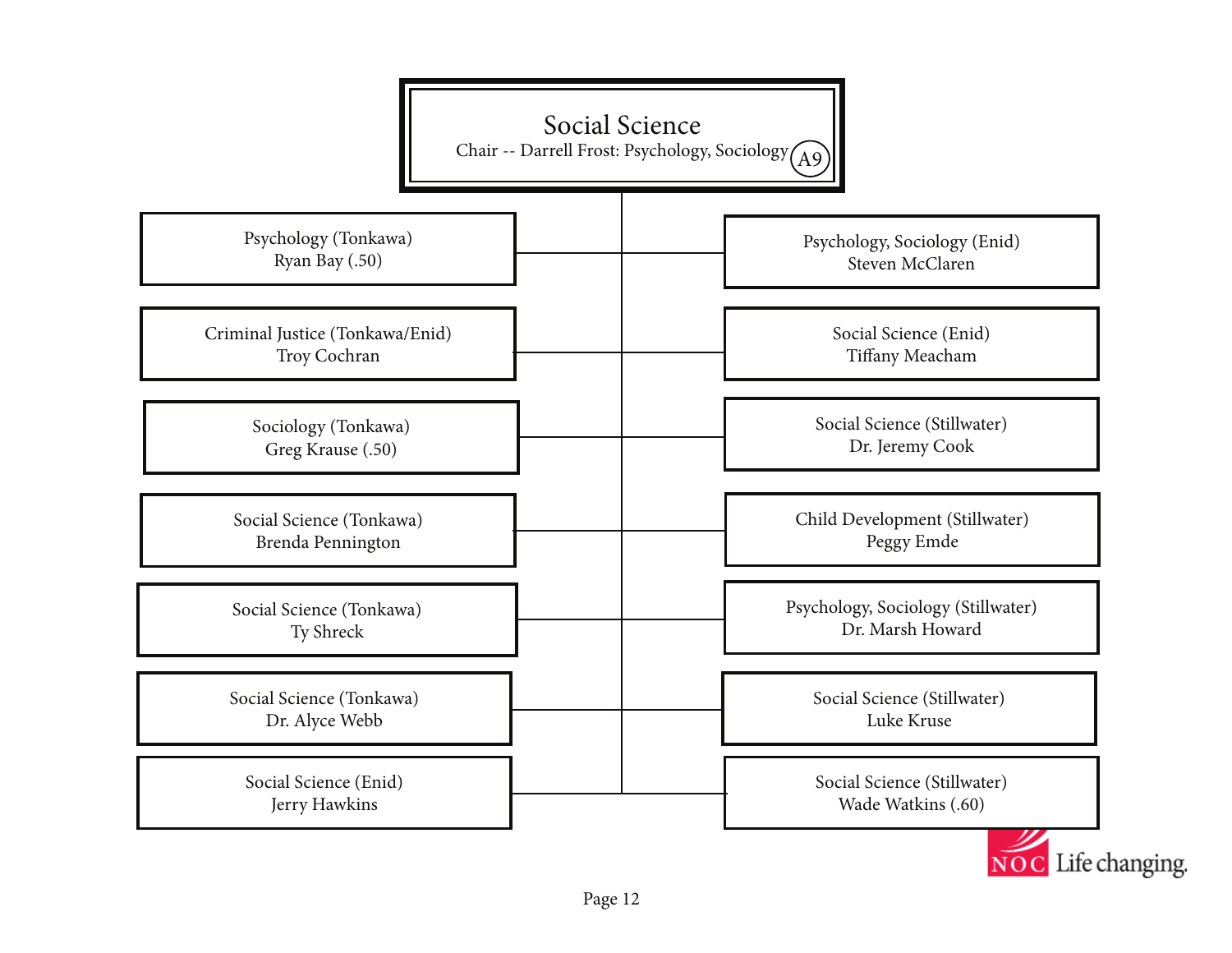# Social Science

Chair -- Darrell Frost: Psychology, Sociology (A9)

- Psychology (Tonkawa)
  Ryan Bay (.50)
- Criminal Justice (Tonkawa/Enid)
  Troy Cochran
- Sociology (Tonkawa)
  Greg Krause (.50)
- Social Science (Tonkawa)
  Brenda Pennington
- Social Science (Tonkawa)
  Ty Shreck
- Social Science (Tonkawa)
  Dr. Alyce Webb
- Social Science (Enid)
  Jerry Hawkins
- Psychology, Sociology (Enid)
  Steven McClaren
- Social Science (Enid)
  Tiffany Meacham
- Social Science (Stillwater)
  Dr. Jeremy Cook
- Child Development (Stillwater)
  Peggy Emde
- Psychology, Sociology (Stillwater)
  Dr. Marsh Howard
- Social Science (Stillwater)
  Luke Kruse
- Social Science (Stillwater)
  Wade Watkins (.60)

NOC Life changing.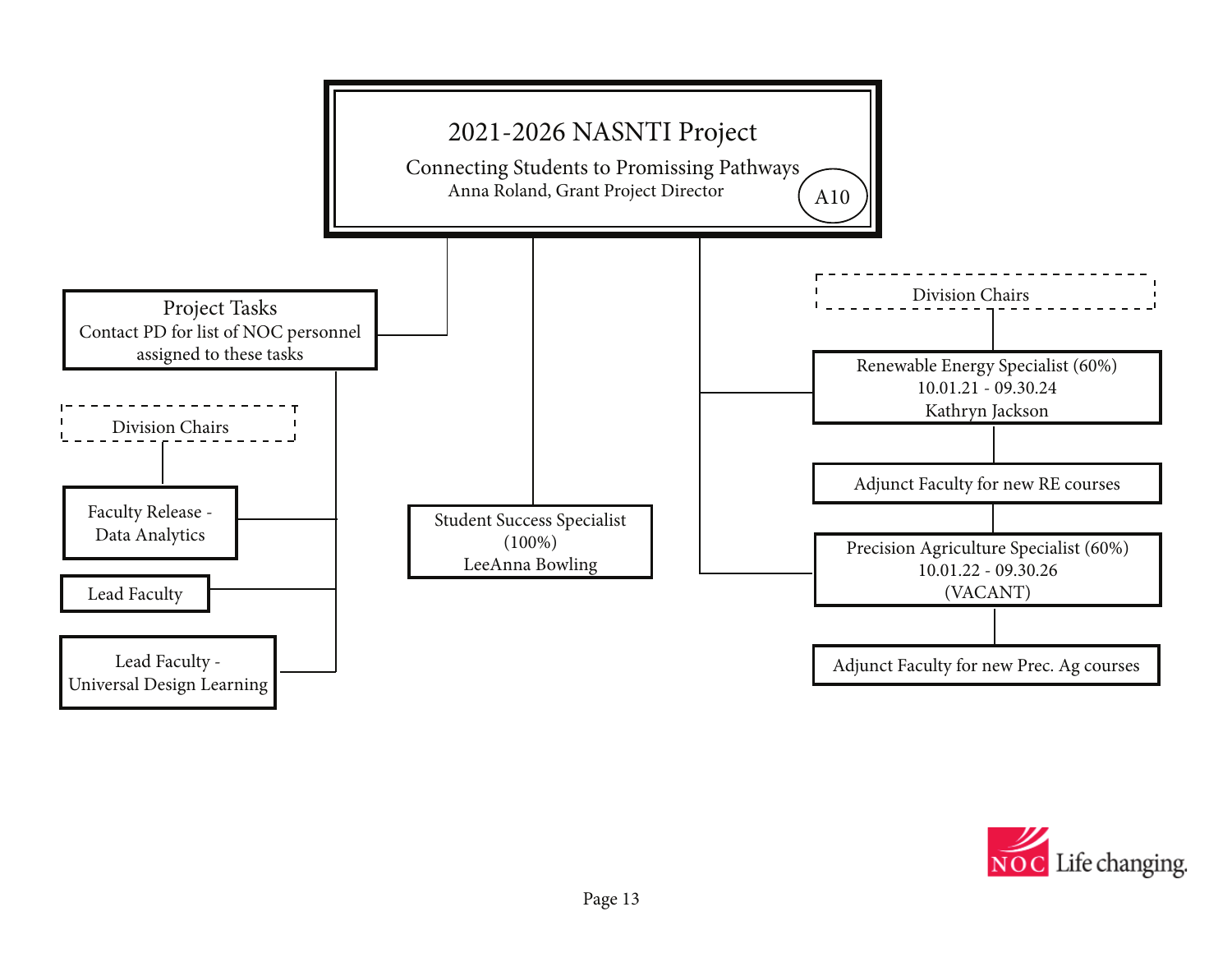# 2021-2026 NASNTI Project

Connecting Students to Promising Pathways

Anna Roland, Grant Project Director

A10

- **Project Tasks**
  - Contact PD for list of NOC personnel assigned to these tasks
  - Division Chairs
    - Faculty Release - Data Analytics
  - Lead Faculty
  - Lead Faculty - Universal Design Learning
- **Student Success Specialist (100%)**
  - LeeAnna Bowling
- Division Chairs
  - **Renewable Energy Specialist (60%)**
    - 10.01.21 - 09.30.24
    - Kathryn Jackson
    - Adjunct Faculty for new RE courses
  - **Precision Agriculture Specialist (60%)**
    - 10.01.22 - 09.30.26
    - (VACANT)
    - Adjunct Faculty for new Prec. Ag courses

NOC Life changing.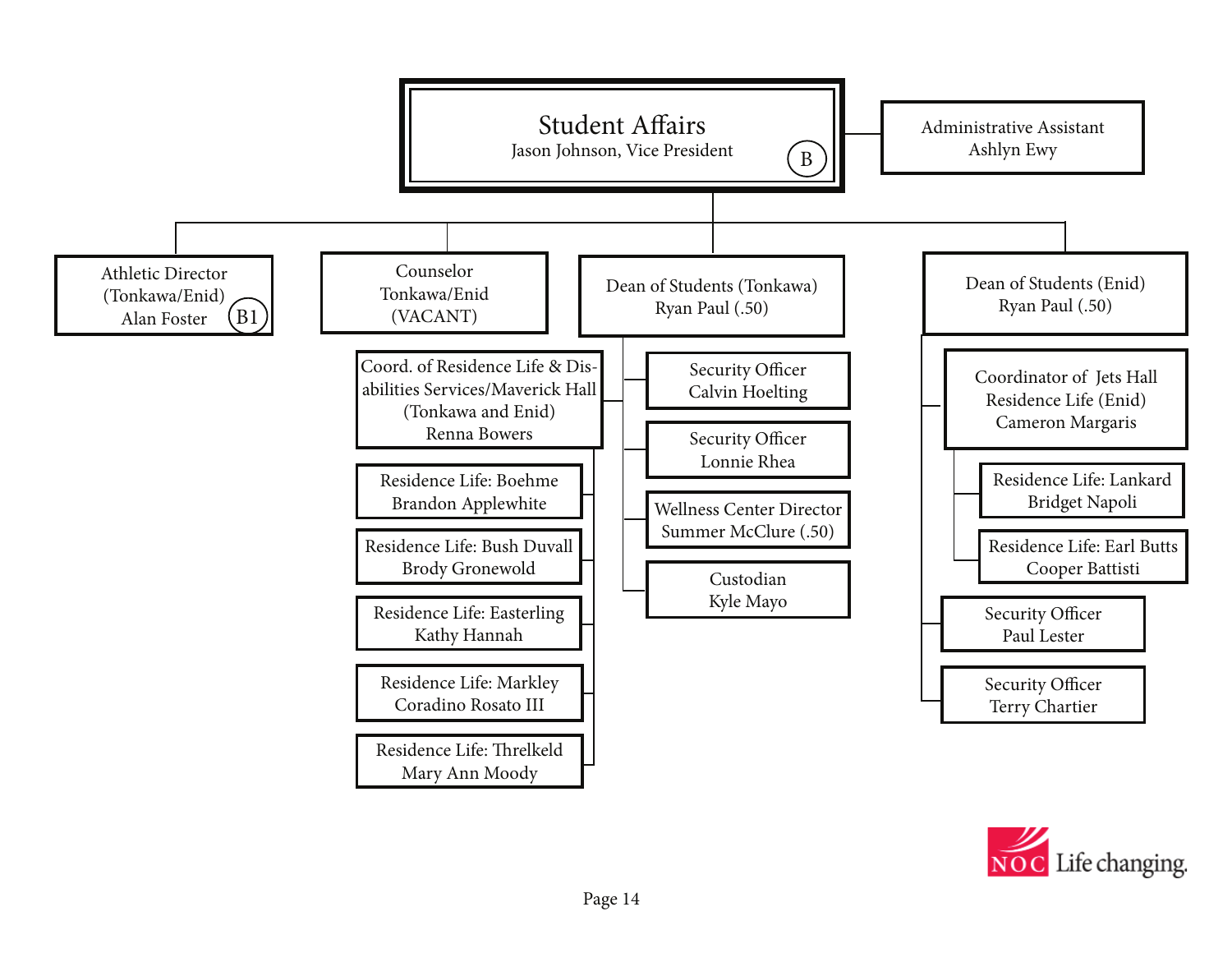# Student Affairs

Jason Johnson, Vice President (B)

- **Administrative Assistant** — Ashlyn Ewy
- **Athletic Director (Tonkawa/Enid)** — Alan Foster (B1)
- **Counselor Tonkawa/Enid** — (VACANT)
- **Dean of Students (Tonkawa)** — Ryan Paul (.50)
  - Coord. of Residence Life & Disabilities Services/Maverick Hall (Tonkawa and Enid) — Renna Bowers
    - Residence Life: Boehme — Brandon Applewhite
    - Residence Life: Bush Duvall — Brody Gronewold
    - Residence Life: Easterling — Kathy Hannah
    - Residence Life: Markley — Coradino Rosato III
    - Residence Life: Threlkeld — Mary Ann Moody
  - Security Officer — Calvin Hoelting
  - Security Officer — Lonnie Rhea
  - Wellness Center Director — Summer McClure (.50)
  - Custodian — Kyle Mayo
- **Dean of Students (Enid)** — Ryan Paul (.50)
  - Coordinator of Jets Hall Residence Life (Enid) — Cameron Margaris
    - Residence Life: Lankard — Bridget Napoli
    - Residence Life: Earl Butts — Cooper Battisti
  - Security Officer — Paul Lester
  - Security Officer — Terry Chartier

NOC Life changing.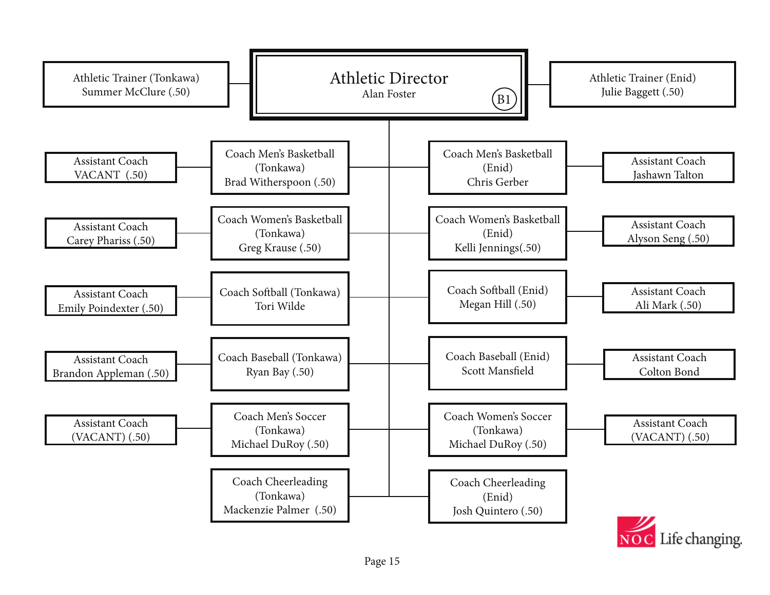# Athletic Director

Alan Foster

B1

- Athletic Trainer (Tonkawa) – Summer McClure (.50)
- Athletic Trainer (Enid) – Julie Baggett (.50)

| Assistant Coach | Coach (Tonkawa) | Coach (Enid) | Assistant Coach |
|---|---|---|---|
| Assistant Coach VACANT (.50) | Coach Men's Basketball (Tonkawa) Brad Witherspoon (.50) | Coach Men's Basketball (Enid) Chris Gerber | Assistant Coach Jashawn Talton |
| Assistant Coach Carey Phariss (.50) | Coach Women's Basketball (Tonkawa) Greg Krause (.50) | Coach Women's Basketball (Enid) Kelli Jennings(.50) | Assistant Coach Alyson Seng (.50) |
| Assistant Coach Emily Poindexter (.50) | Coach Softball (Tonkawa) Tori Wilde | Coach Softball (Enid) Megan Hill (.50) | Assistant Coach Ali Mark (.50) |
| Assistant Coach Brandon Appleman (.50) | Coach Baseball (Tonkawa) Ryan Bay (.50) | Coach Baseball (Enid) Scott Mansfield | Assistant Coach Colton Bond |
| Assistant Coach (VACANT) (.50) | Coach Men's Soccer (Tonkawa) Michael DuRoy (.50) | Coach Women's Soccer (Tonkawa) Michael DuRoy (.50) | Assistant Coach (VACANT) (.50) |
| | Coach Cheerleading (Tonkawa) Mackenzie Palmer (.50) | Coach Cheerleading (Enid) Josh Quintero (.50) | |

NOC Life changing.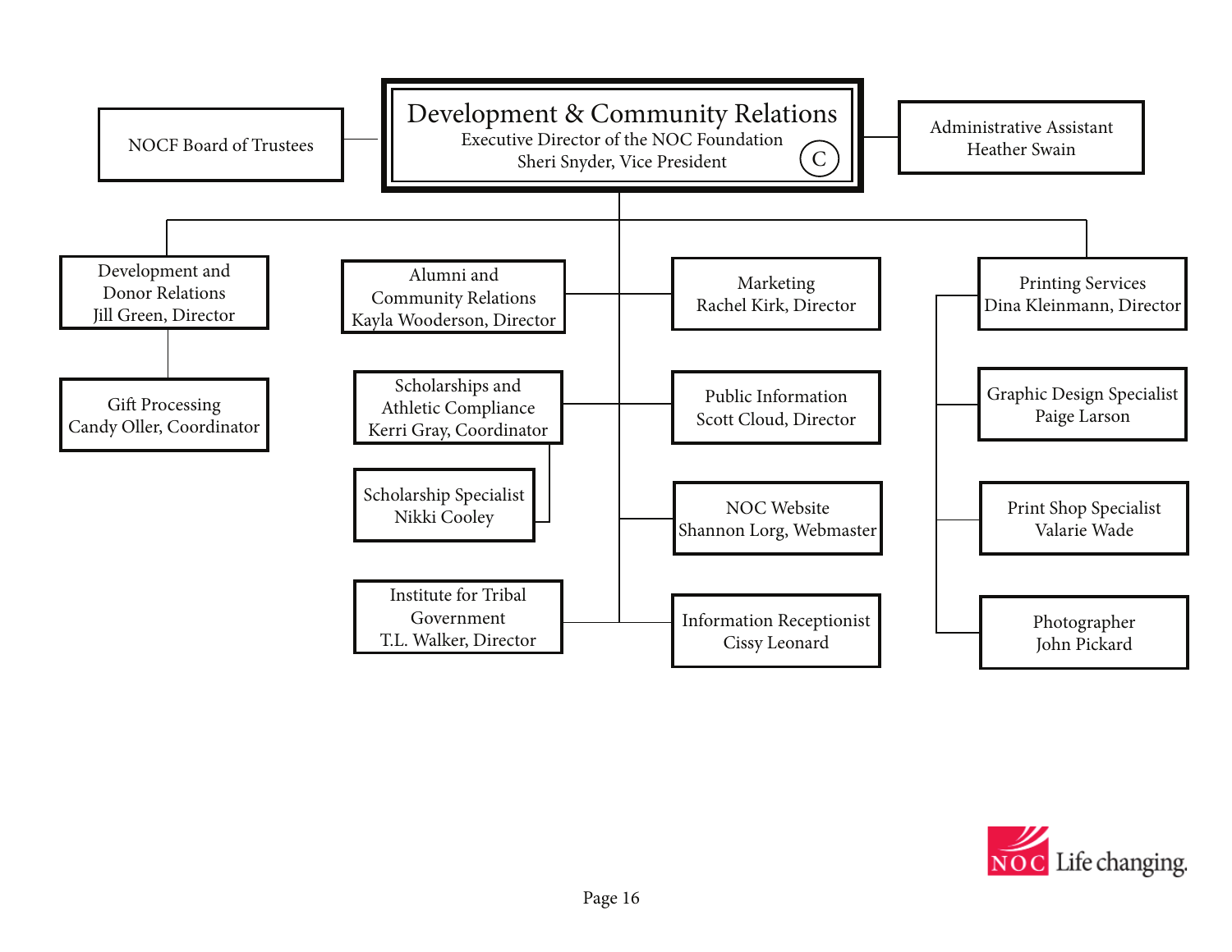# Development & Community Relations

Executive Director of the NOC Foundation
Sheri Snyder, Vice President (C)

- NOCF Board of Trustees
- Administrative Assistant — Heather Swain

**Development and Donor Relations** — Jill Green, Director
- Gift Processing — Candy Oller, Coordinator

**Alumni and Community Relations** — Kayla Wooderson, Director

**Scholarships and Athletic Compliance** — Kerri Gray, Coordinator
- Scholarship Specialist — Nikki Cooley

**Institute for Tribal Government** — T.L. Walker, Director

**Marketing** — Rachel Kirk, Director

**Public Information** — Scott Cloud, Director

**NOC Website** — Shannon Lorg, Webmaster

**Information Receptionist** — Cissy Leonard

**Printing Services** — Dina Kleinmann, Director
- Graphic Design Specialist — Paige Larson
- Print Shop Specialist — Valarie Wade
- Photographer — John Pickard

NOC Life changing.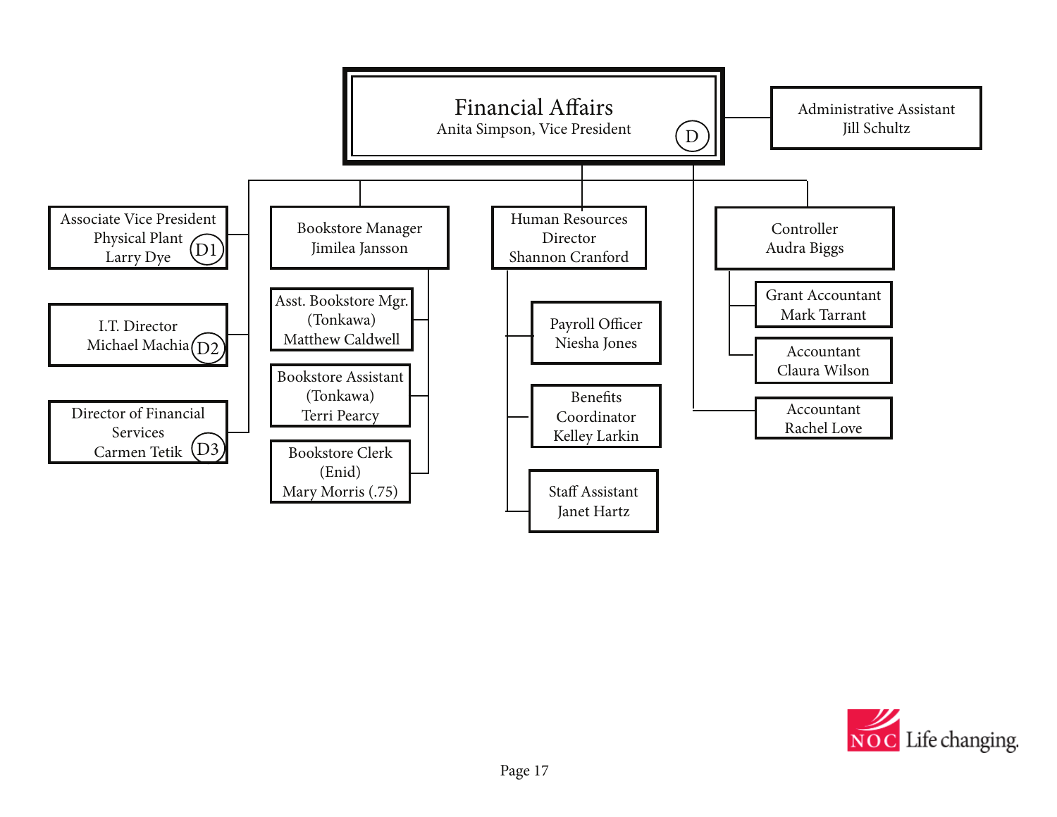# Financial Affairs

Anita Simpson, Vice President (D)

- Administrative Assistant
  Jill Schultz

- Associate Vice President Physical Plant
  Larry Dye (D1)

- I.T. Director
  Michael Machia (D2)

- Director of Financial Services
  Carmen Tetik (D3)

- Bookstore Manager
  Jimilea Jansson
  - Asst. Bookstore Mgr. (Tonkawa)
    Matthew Caldwell
  - Bookstore Assistant (Tonkawa)
    Terri Pearcy
  - Bookstore Clerk (Enid)
    Mary Morris (.75)

- Human Resources Director
  Shannon Cranford
  - Payroll Officer
    Niesha Jones
  - Benefits Coordinator
    Kelley Larkin
  - Staff Assistant
    Janet Hartz

- Accountant
  Rachel Love

- Controller
  Audra Biggs
  - Grant Accountant
    Mark Tarrant
  - Accountant
    Claura Wilson

NOC Life changing.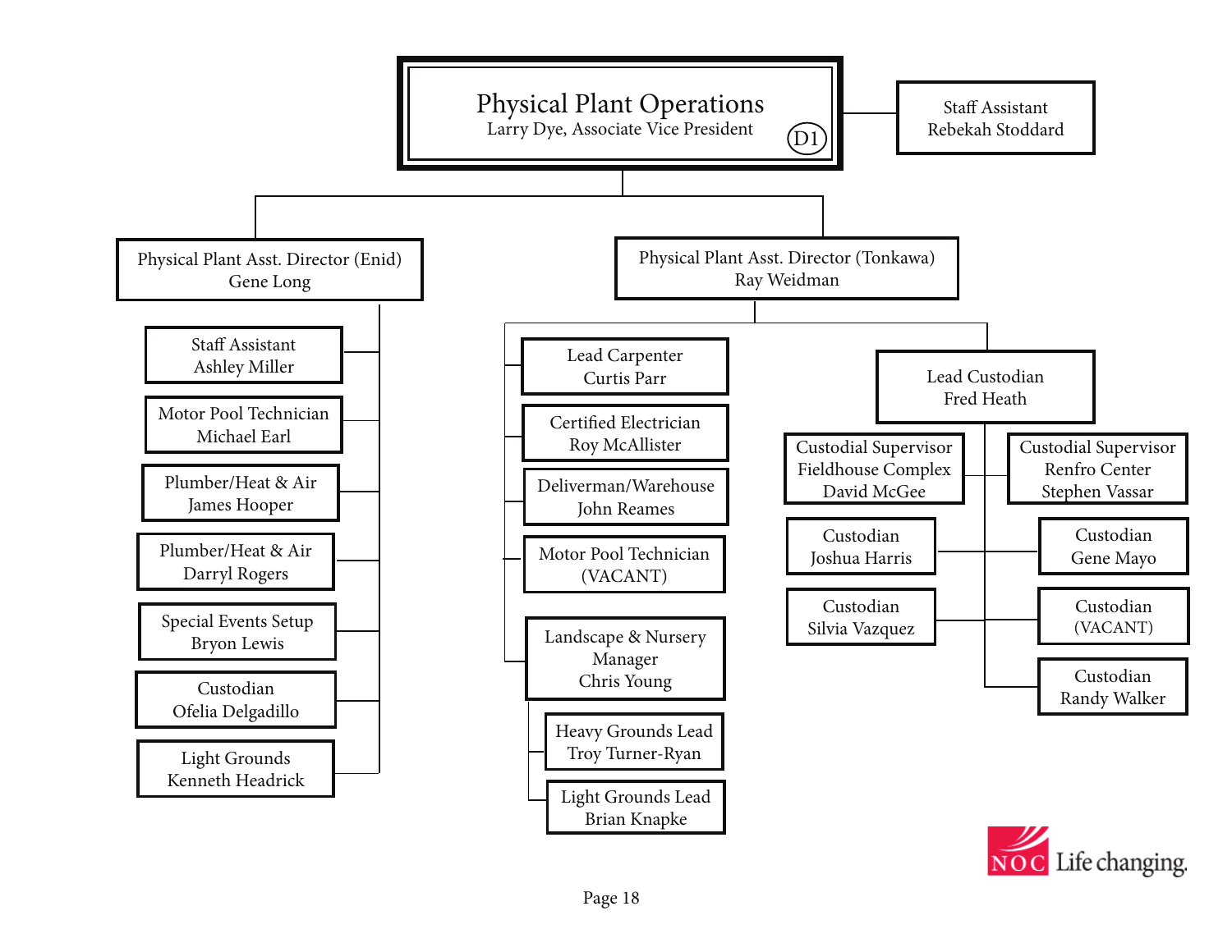# Physical Plant Operations

Larry Dye, Associate Vice President (D1)

- Staff Assistant — Rebekah Stoddard

## Physical Plant Asst. Director (Enid) — Gene Long

- Staff Assistant — Ashley Miller
- Motor Pool Technician — Michael Earl
- Plumber/Heat & Air — James Hooper
- Plumber/Heat & Air — Darryl Rogers
- Special Events Setup — Bryon Lewis
- Custodian — Ofelia Delgadillo
- Light Grounds — Kenneth Headrick

## Physical Plant Asst. Director (Tonkawa) — Ray Weidman

- Lead Carpenter — Curtis Parr
- Certified Electrician — Roy McAllister
- Deliverman/Warehouse — John Reames
- Motor Pool Technician — (VACANT)
- Landscape & Nursery Manager — Chris Young
  - Heavy Grounds Lead — Troy Turner-Ryan
  - Light Grounds Lead — Brian Knapke
- Lead Custodian — Fred Heath
  - Custodial Supervisor Fieldhouse Complex — David McGee
  - Custodial Supervisor Renfro Center — Stephen Vassar
  - Custodian — Joshua Harris
  - Custodian — Gene Mayo
  - Custodian — Silvia Vazquez
  - Custodian — (VACANT)
  - Custodian — Randy Walker

NOC Life changing.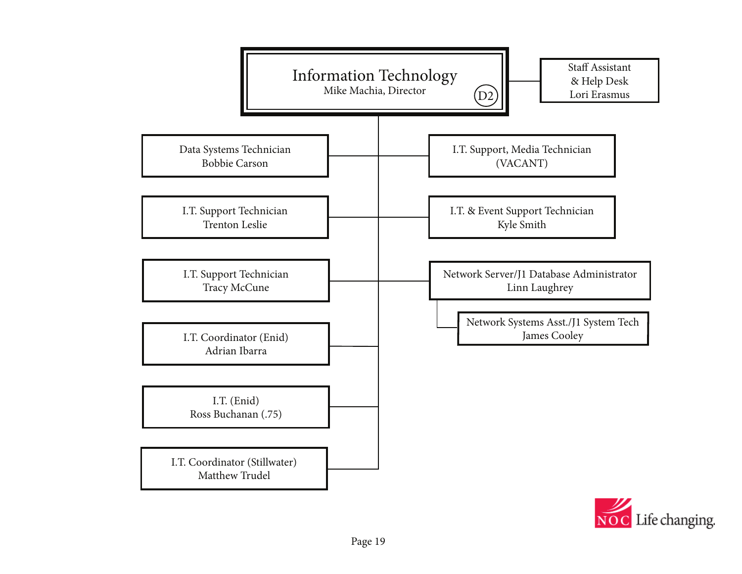# Information Technology

Mike Machia, Director (D2)

- Staff Assistant & Help Desk — Lori Erasmus
- Data Systems Technician — Bobbie Carson
- I.T. Support, Media Technician — (VACANT)
- I.T. Support Technician — Trenton Leslie
- I.T. & Event Support Technician — Kyle Smith
- I.T. Support Technician — Tracy McCune
- Network Server/J1 Database Administrator — Linn Laughrey
  - Network Systems Asst./J1 System Tech — James Cooley
- I.T. Coordinator (Enid) — Adrian Ibarra
- I.T. (Enid) — Ross Buchanan (.75)
- I.T. Coordinator (Stillwater) — Matthew Trudel

NOC Life changing.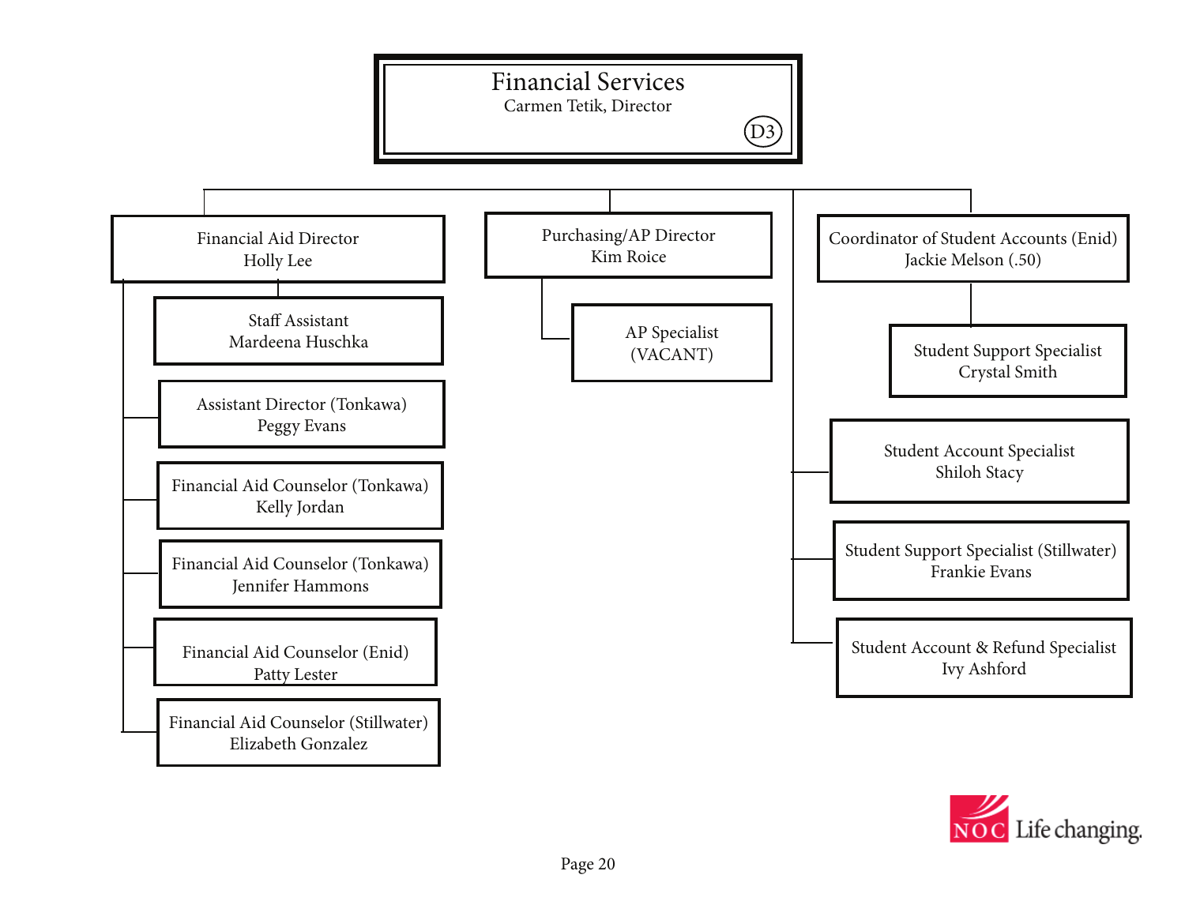# Financial Services

Carmen Tetik, Director

D3

- **Financial Aid Director** – Holly Lee
  - Staff Assistant – Mardeena Huschka
  - Assistant Director (Tonkawa) – Peggy Evans
  - Financial Aid Counselor (Tonkawa) – Kelly Jordan
  - Financial Aid Counselor (Tonkawa) – Jennifer Hammons
  - Financial Aid Counselor (Enid) – Patty Lester
  - Financial Aid Counselor (Stillwater) – Elizabeth Gonzalez
- **Purchasing/AP Director** – Kim Roice
  - AP Specialist – (VACANT)
- **Coordinator of Student Accounts (Enid)** – Jackie Melson (.50)
  - Student Support Specialist – Crystal Smith
- Student Account Specialist – Shiloh Stacy
- Student Support Specialist (Stillwater) – Frankie Evans
- Student Account & Refund Specialist – Ivy Ashford

NOC Life changing.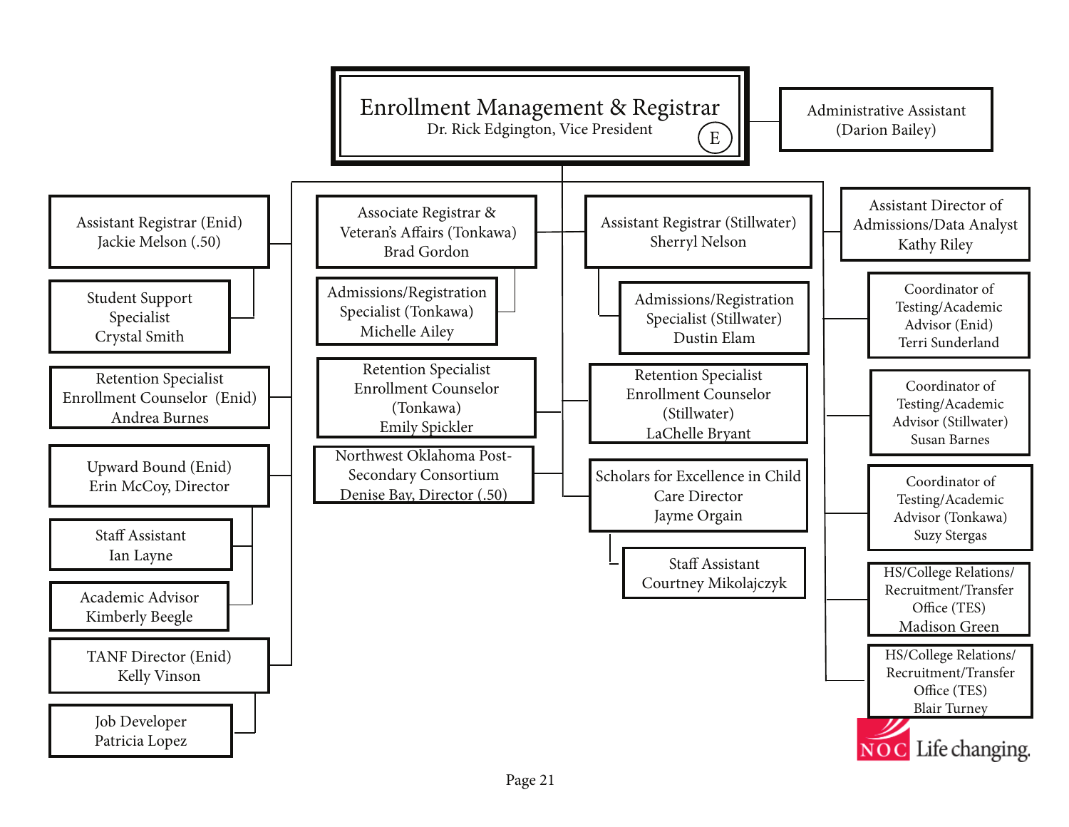# Enrollment Management & Registrar

Dr. Rick Edgington, Vice President (E)

- Administrative Assistant (Darion Bailey)

- Assistant Registrar (Enid) – Jackie Melson (.50)
  - Student Support Specialist – Crystal Smith
- Retention Specialist Enrollment Counselor (Enid) – Andrea Burnes
- Upward Bound (Enid) – Erin McCoy, Director
  - Staff Assistant – Ian Layne
  - Academic Advisor – Kimberly Beegle
- TANF Director (Enid) – Kelly Vinson
  - Job Developer – Patricia Lopez

- Associate Registrar & Veteran's Affairs (Tonkawa) – Brad Gordon
  - Admissions/Registration Specialist (Tonkawa) – Michelle Ailey
- Retention Specialist Enrollment Counselor (Tonkawa) – Emily Spickler
- Northwest Oklahoma Post-Secondary Consortium – Denise Bay, Director (.50)

- Assistant Registrar (Stillwater) – Sherryl Nelson
  - Admissions/Registration Specialist (Stillwater) – Dustin Elam
- Retention Specialist Enrollment Counselor (Stillwater) – LaChelle Bryant
- Scholars for Excellence in Child Care Director – Jayme Orgain
  - Staff Assistant – Courtney Mikolajczyk

- Assistant Director of Admissions/Data Analyst – Kathy Riley
- Coordinator of Testing/Academic Advisor (Enid) – Terri Sunderland
- Coordinator of Testing/Academic Advisor (Stillwater) – Susan Barnes
- Coordinator of Testing/Academic Advisor (Tonkawa) – Suzy Stergas
- HS/College Relations/Recruitment/Transfer Office (TES) – Madison Green
- HS/College Relations/Recruitment/Transfer Office (TES) – Blair Turney

NOC Life changing.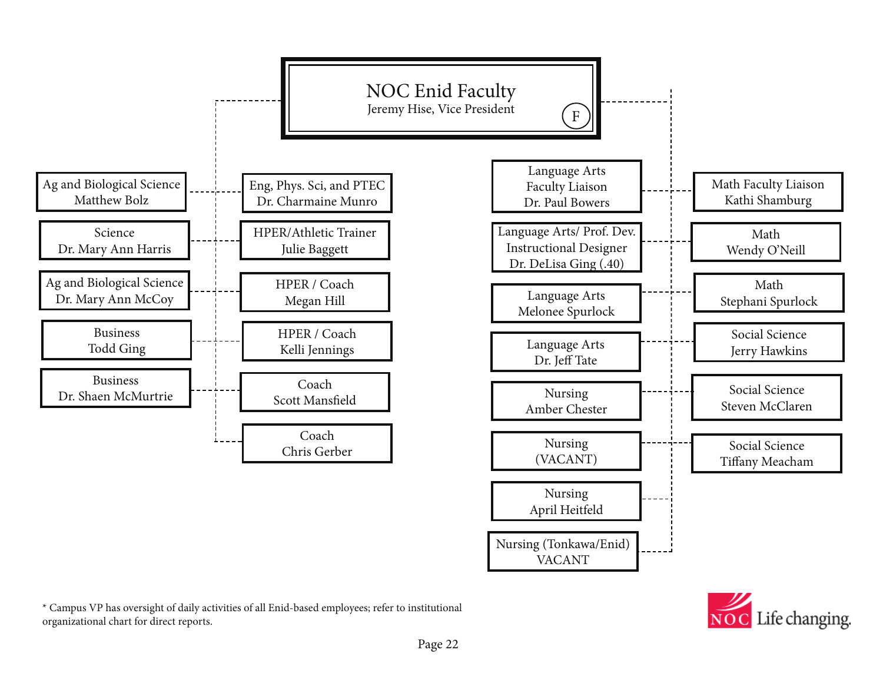# NOC Enid Faculty

Jeremy Hise, Vice President

F

- Ag and Biological Science
  Matthew Bolz
- Science
  Dr. Mary Ann Harris
- Ag and Biological Science
  Dr. Mary Ann McCoy
- Business
  Todd Ging
- Business
  Dr. Shaen McMurtrie
- Eng, Phys. Sci, and PTEC
  Dr. Charmaine Munro
- HPER/Athletic Trainer
  Julie Baggett
- HPER / Coach
  Megan Hill
- HPER / Coach
  Kelli Jennings
- Coach
  Scott Mansfield
- Coach
  Chris Gerber
- Language Arts
  Faculty Liaison
  Dr. Paul Bowers
- Language Arts/ Prof. Dev.
  Instructional Designer
  Dr. DeLisa Ging (.40)
- Language Arts
  Melonee Spurlock
- Language Arts
  Dr. Jeff Tate
- Nursing
  Amber Chester
- Nursing
  (VACANT)
- Nursing
  April Heitfeld
- Nursing (Tonkawa/Enid)
  VACANT
- Math Faculty Liaison
  Kathi Shamburg
- Math
  Wendy O'Neill
- Math
  Stephani Spurlock
- Social Science
  Jerry Hawkins
- Social Science
  Steven McClaren
- Social Science
  Tiffany Meacham

* Campus VP has oversight of daily activities of all Enid-based employees; refer to institutional organizational chart for direct reports.

NOC Life changing.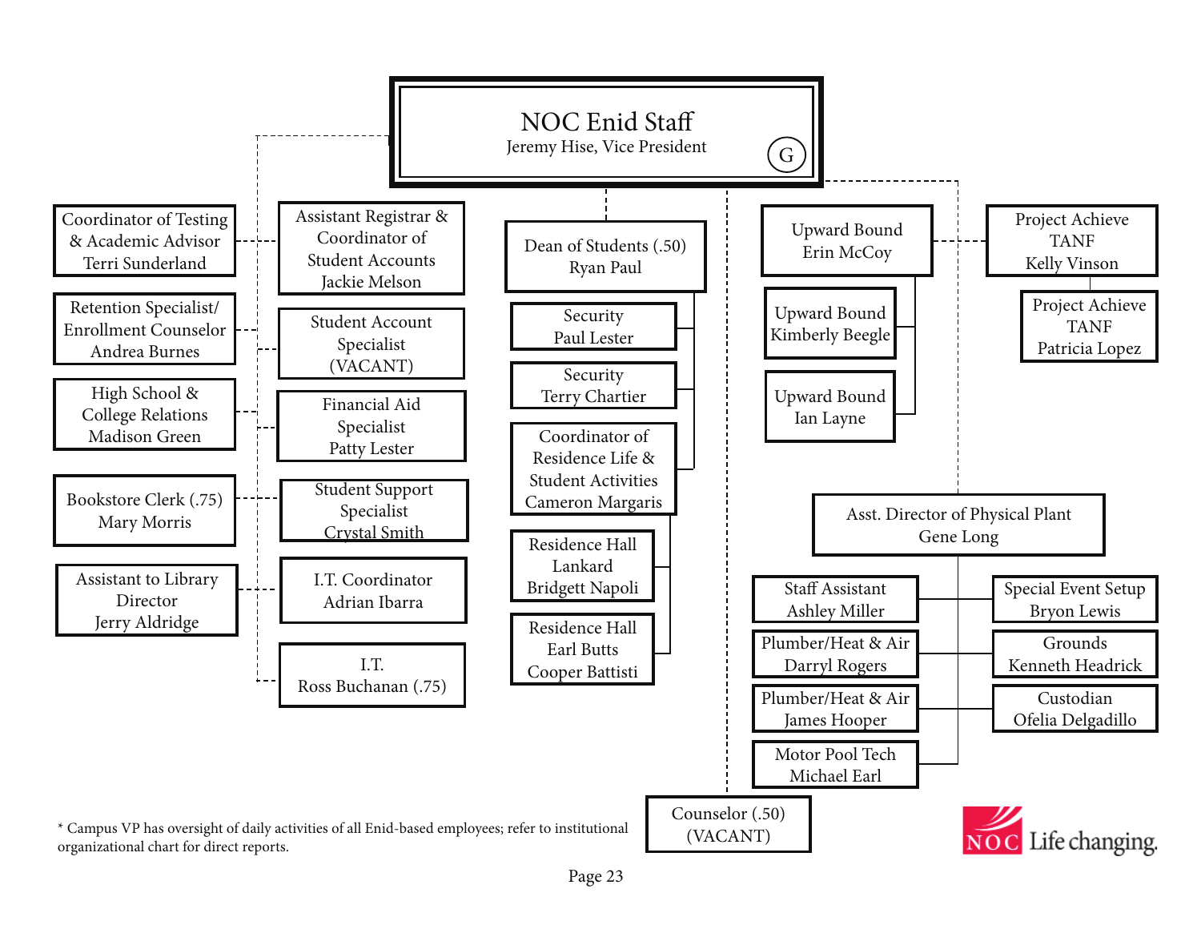# NOC Enid Staff

Jeremy Hise, Vice President (G)

- Coordinator of Testing & Academic Advisor — Terri Sunderland
- Retention Specialist/ Enrollment Counselor — Andrea Burnes
- High School & College Relations — Madison Green
- Bookstore Clerk (.75) — Mary Morris
- Assistant to Library Director — Jerry Aldridge
- Assistant Registrar & Coordinator of Student Accounts — Jackie Melson
- Student Account Specialist — (VACANT)
- Financial Aid Specialist — Patty Lester
- Student Support Specialist — Crystal Smith
- I.T. Coordinator — Adrian Ibarra
- I.T. — Ross Buchanan (.75)
- Dean of Students (.50) — Ryan Paul
  - Security — Paul Lester
  - Security — Terry Chartier
  - Coordinator of Residence Life & Student Activities — Cameron Margaris
    - Residence Hall Lankard — Bridgett Napoli
    - Residence Hall Earl Butts — Cooper Battisti
- Counselor (.50) — (VACANT)
- Upward Bound — Erin McCoy
  - Upward Bound — Kimberly Beegle
  - Upward Bound — Ian Layne
- Project Achieve TANF — Kelly Vinson
  - Project Achieve TANF — Patricia Lopez
- Asst. Director of Physical Plant — Gene Long
  - Staff Assistant — Ashley Miller
  - Plumber/Heat & Air — Darryl Rogers
  - Plumber/Heat & Air — James Hooper
  - Motor Pool Tech — Michael Earl
  - Special Event Setup — Bryon Lewis
  - Grounds — Kenneth Headrick
  - Custodian — Ofelia Delgadillo

* Campus VP has oversight of daily activities of all Enid-based employees; refer to institutional organizational chart for direct reports.

NOC Life changing.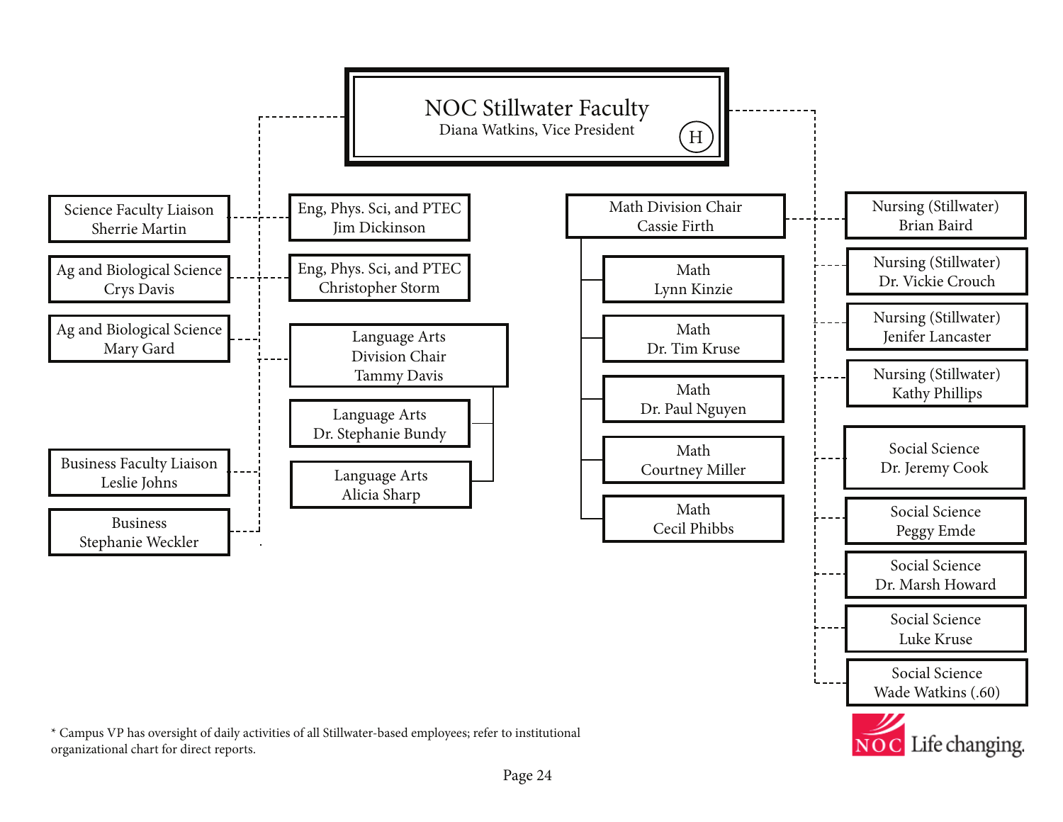# NOC Stillwater Faculty

Diana Watkins, Vice President (H)

- Science Faculty Liaison – Sherrie Martin
- Ag and Biological Science – Crys Davis
- Ag and Biological Science – Mary Gard
- Business Faculty Liaison – Leslie Johns
- Business – Stephanie Weckler
- Eng, Phys. Sci, and PTEC – Jim Dickinson
- Eng, Phys. Sci, and PTEC – Christopher Storm
- Language Arts Division Chair – Tammy Davis
  - Language Arts – Dr. Stephanie Bundy
  - Language Arts – Alicia Sharp
- Math Division Chair – Cassie Firth
  - Math – Lynn Kinzie
  - Math – Dr. Tim Kruse
  - Math – Dr. Paul Nguyen
  - Math – Courtney Miller
  - Math – Cecil Phibbs
- Nursing (Stillwater) – Brian Baird
- Nursing (Stillwater) – Dr. Vickie Crouch
- Nursing (Stillwater) – Jenifer Lancaster
- Nursing (Stillwater) – Kathy Phillips
- Social Science – Dr. Jeremy Cook
- Social Science – Peggy Emde
- Social Science – Dr. Marsh Howard
- Social Science – Luke Kruse
- Social Science – Wade Watkins (.60)

* Campus VP has oversight of daily activities of all Stillwater-based employees; refer to institutional organizational chart for direct reports.

NOC Life changing.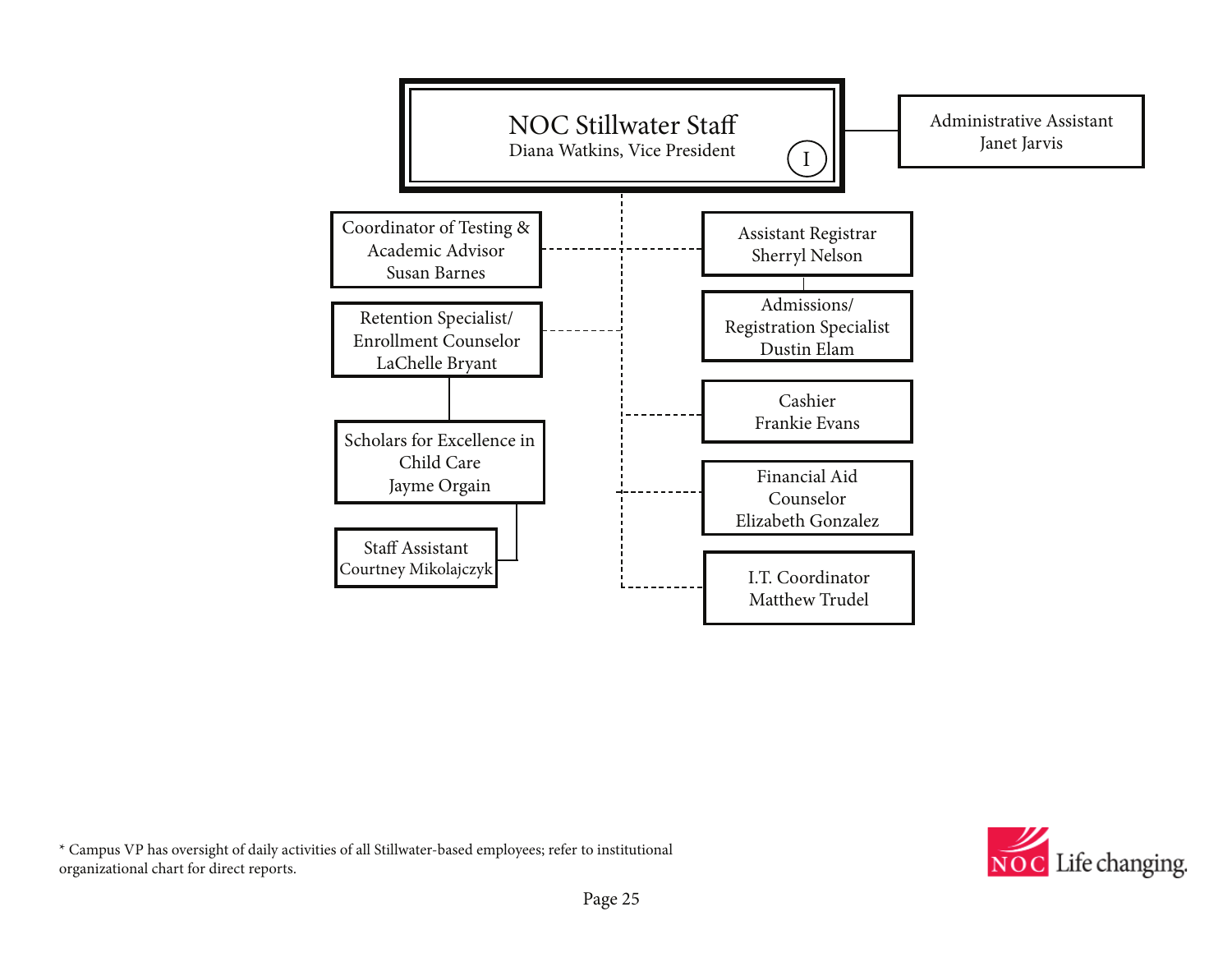# NOC Stillwater Staff

Diana Watkins, Vice President

I

Administrative Assistant
Janet Jarvis

Coordinator of Testing & Academic Advisor
Susan Barnes

Assistant Registrar
Sherryl Nelson

Admissions/ Registration Specialist
Dustin Elam

Retention Specialist/ Enrollment Counselor
LaChelle Bryant

Scholars for Excellence in Child Care
Jayme Orgain

Staff Assistant
Courtney Mikolajczyk

Cashier
Frankie Evans

Financial Aid Counselor
Elizabeth Gonzalez

I.T. Coordinator
Matthew Trudel

* Campus VP has oversight of daily activities of all Stillwater-based employees; refer to institutional organizational chart for direct reports.

NOC Life changing.